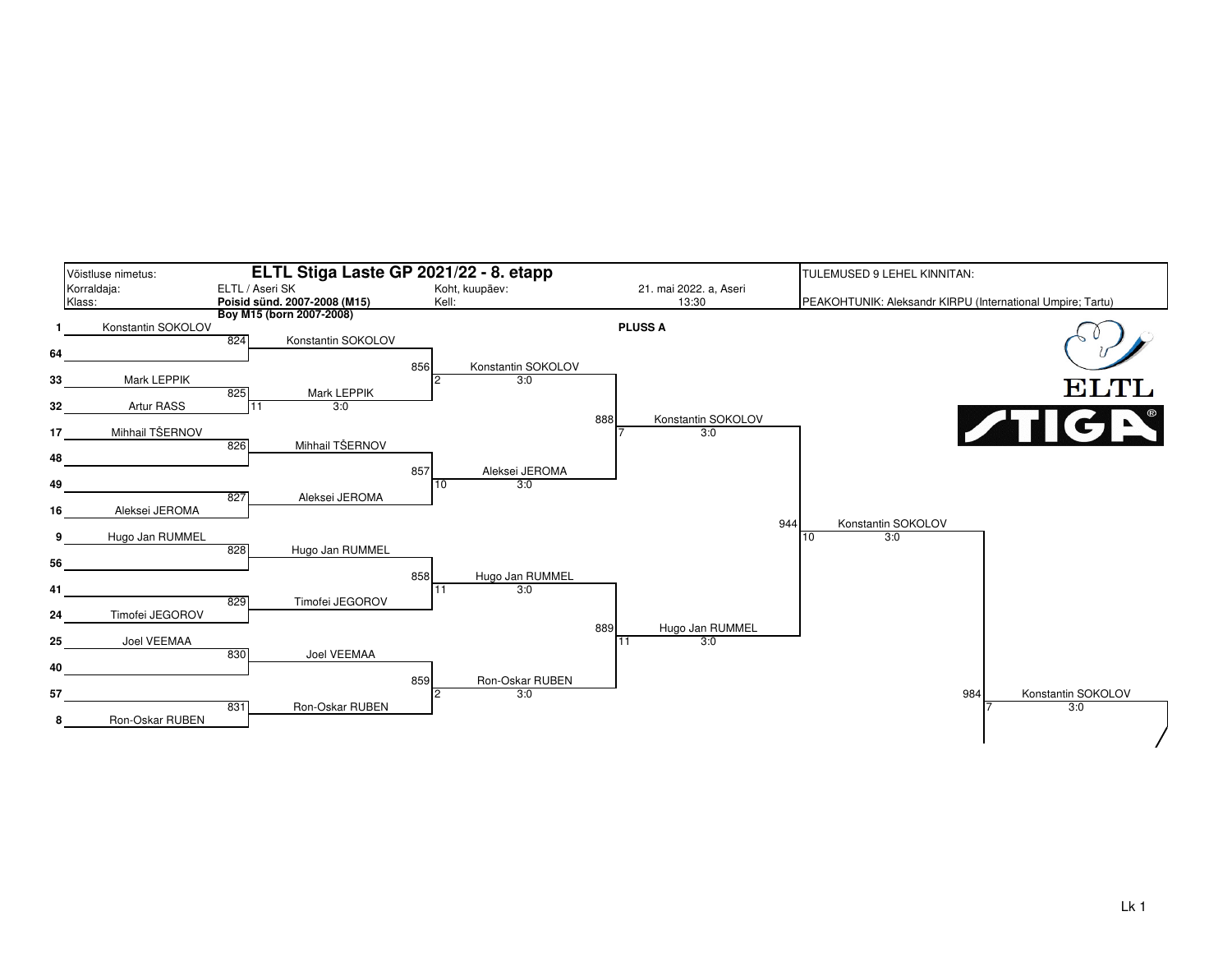| Võistluse nimetus: | **ELTL Stiga Laste GP 2021/22 - 8. etapp** | | | TULEMUSED 9 LEHEL KINNITAN: |
|---|---|---|---|---|
| Korraldaja: | ELTL / Aseri SK | Koht, kuupäev: | 21. mai 2022. a, Aseri | PEAKOHTUNIK: Aleksandr KIRPU (International Umpire; Tartu) |
| Klass: | **Poisid sünd. 2007-2008 (M15)** **Boy M15 (born 2007-2008)** | Kell: | 13:30 | |

**PLUSS A**

| Seed | Player | Match | Winner | Score |
|---|---|---|---|---|
| 1 | Konstantin SOKOLOV | 824 | Konstantin SOKOLOV | |
| 64 | | | | |
| 33 | Mark LEPPIK | 825 | Mark LEPPIK | 11 3:0 |
| 32 | Artur RASS | | | |
| 17 | Mihhail TŠERNOV | 826 | Mihhail TŠERNOV | |
| 48 | | | | |
| 49 | | 827 | Aleksei JEROMA | |
| 16 | Aleksei JEROMA | | | |
| 9 | Hugo Jan RUMMEL | 828 | Hugo Jan RUMMEL | |
| 56 | | | | |
| 41 | | 829 | Timofei JEGOROV | |
| 24 | Timofei JEGOROV | | | |
| 25 | Joel VEEMAA | 830 | Joel VEEMAA | |
| 40 | | | | |
| 57 | | 831 | Ron-Oskar RUBEN | |
| 8 | Ron-Oskar RUBEN | | | |

| Match | Winner | Score |
|---|---|---|
| 856 | Konstantin SOKOLOV | 2 3:0 |
| 857 | Aleksei JEROMA | 10 3:0 |
| 858 | Hugo Jan RUMMEL | 11 3:0 |
| 859 | Ron-Oskar RUBEN | 2 3:0 |
| 888 | Konstantin SOKOLOV | 7 3:0 |
| 889 | Hugo Jan RUMMEL | 11 3:0 |
| 944 | Konstantin SOKOLOV | 10 3:0 |
| 984 | Konstantin SOKOLOV | 7 3:0 |

ELTL STIGA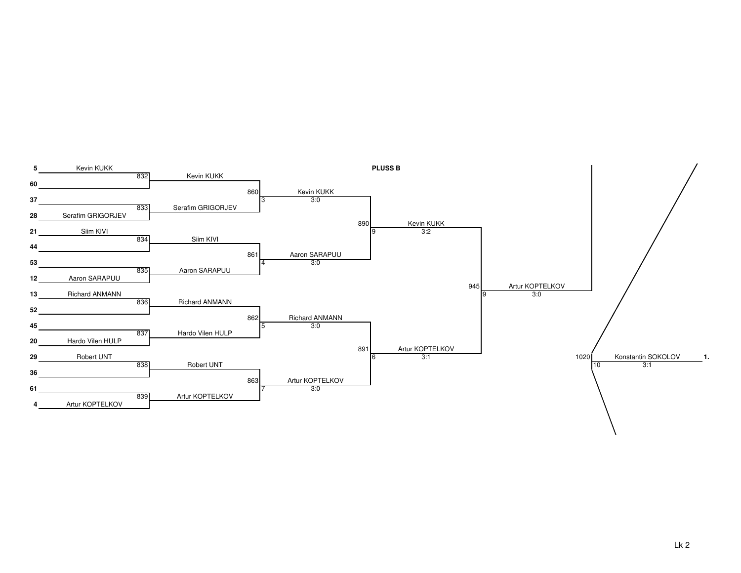**PLUSS B**

**Round 1 (seeds and first matches)**

| Seed | Player | Match | Winner |
|---|---|---|---|
| 5 | Kevin KUKK | 832 | Kevin KUKK |
| 60 | | | |
| 37 | | 833 | Serafim GRIGORJEV |
| 28 | Serafim GRIGORJEV | | |
| 21 | Siim KIVI | 834 | Siim KIVI |
| 44 | | | |
| 53 | | 835 | Aaron SARAPUU |
| 12 | Aaron SARAPUU | | |
| 13 | Richard ANMANN | 836 | Richard ANMANN |
| 52 | | | |
| 45 | | 837 | Hardo Vilen HULP |
| 20 | Hardo Vilen HULP | | |
| 29 | Robert UNT | 838 | Robert UNT |
| 36 | | | |
| 61 | | 839 | Artur KOPTELKOV |
| 4 | Artur KOPTELKOV | | |

**Round 2**

| Match | Table | Winner | Score |
|---|---|---|---|
| 860 | 3 | Kevin KUKK | 3:0 |
| 861 | 4 | Aaron SARAPUU | 3:0 |
| 862 | 5 | Richard ANMANN | 3:0 |
| 863 | 7 | Artur KOPTELKOV | 3:0 |

**Round 3**

| Match | Table | Winner | Score |
|---|---|---|---|
| 890 | 9 | Kevin KUKK | 3:2 |
| 891 | 6 | Artur KOPTELKOV | 3:1 |

**Round 4**

| Match | Table | Winner | Score |
|---|---|---|---|
| 945 | 9 | Artur KOPTELKOV | 3:0 |

**Final**

| Match | Table | Winner | Score | Place |
|---|---|---|---|---|
| 1020 | 10 | Konstantin SOKOLOV | 3:1 | 1. |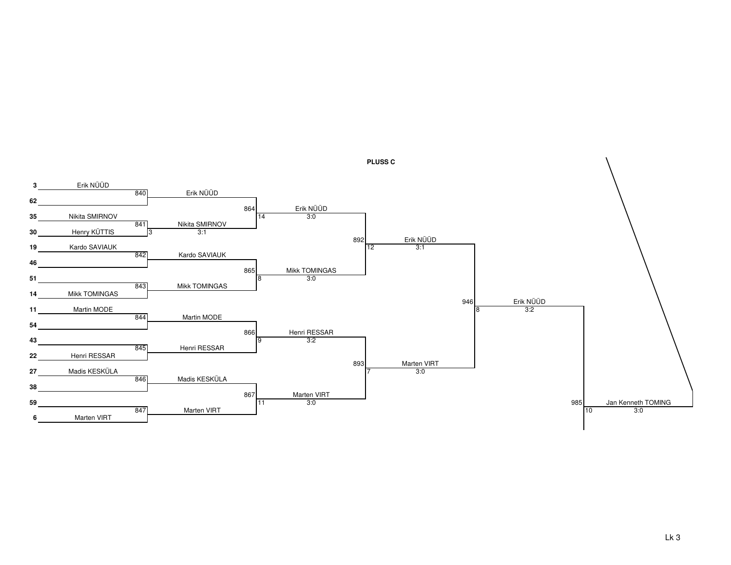## PLUSS C

### Round 1

| Seed | Player | Match | Winner |
|---|---|---|---|
| 3 | Erik NÜÜD | 840 | Erik NÜÜD |
| 62 | | | |
| 35 | Nikita SMIRNOV | 841 | Nikita SMIRNOV (3:1) |
| 30 | Henry KÜTTIS | | |
| 19 | Kardo SAVIAUK | 842 | Kardo SAVIAUK |
| 46 | | | |
| 51 | | 843 | Mikk TOMINGAS |
| 14 | Mikk TOMINGAS | | |
| 11 | Martin MODE | 844 | Martin MODE |
| 54 | | | |
| 43 | | 845 | Henri RESSAR |
| 22 | Henri RESSAR | | |
| 27 | Madis KESKÜLA | 846 | Madis KESKÜLA |
| 38 | | | |
| 59 | | 847 | Marten VIRT |
| 6 | Marten VIRT | | |

### Round 2

| Match | Winner | Score |
|---|---|---|
| 864 | Erik NÜÜD | 3:0 |
| 865 | Mikk TOMINGAS | 3:0 |
| 866 | Henri RESSAR | 3:2 |
| 867 | Marten VIRT | 3:0 |

### Round 3

| Match | Winner | Score |
|---|---|---|
| 892 | Erik NÜÜD | 3:1 |
| 893 | Marten VIRT | 3:0 |

### Round 4

| Match | Winner | Score |
|---|---|---|
| 946 | Erik NÜÜD | 3:2 |

### Final

| Match | Winner | Score |
|---|---|---|
| 985 | Jan Kenneth TOMING | 3:0 |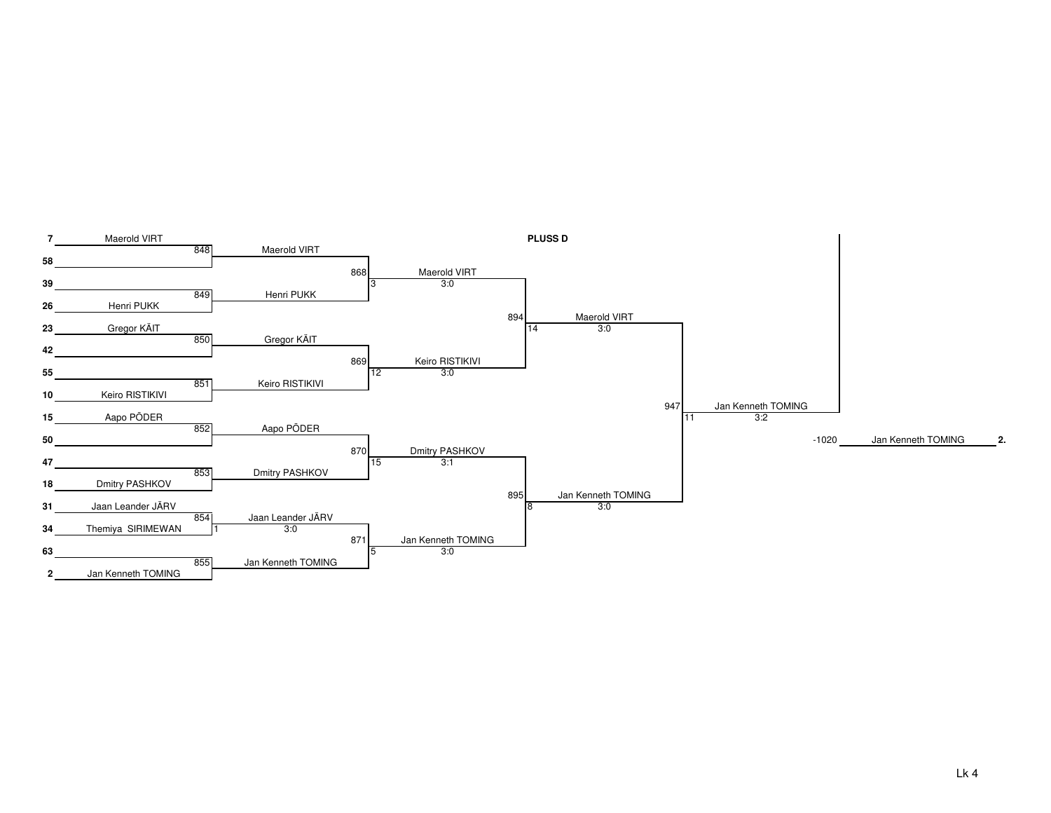**PLUSS D**

| Seed | Round 1 | Match | Round 2 | Match | Quarterfinal | Match | Semifinal | Match | Final | Match | Place |
|---|---|---|---|---|---|---|---|---|---|---|---|
| 7 | Maerold VIRT | 848 | Maerold VIRT | 868 | Maerold VIRT 3:0 (3) | 894 | Maerold VIRT 3:0 (14) | 947 | Jan Kenneth TOMING 3:2 (11) | -1020 | Jan Kenneth TOMING 2. |
| 58 | | | | | | | | | | | |
| 39 | | 849 | Henri PUKK | | | | | | | | |
| 26 | Henri PUKK | | | | | | | | | | |
| 23 | Gregor KÄIT | 850 | Gregor KÄIT | 869 | Keiro RISTIKIVI 3:0 (12) | | | | | | |
| 42 | | | | | | | | | | | |
| 55 | | 851 | Keiro RISTIKIVI | | | | | | | | |
| 10 | Keiro RISTIKIVI | | | | | | | | | | |
| 15 | Aapo PÕDER | 852 | Aapo PÕDER | 870 | Dmitry PASHKOV 3:1 (15) | 895 | Jan Kenneth TOMING 3:0 (8) | | | | |
| 50 | | | | | | | | | | | |
| 47 | | 853 | Dmitry PASHKOV | | | | | | | | |
| 18 | Dmitry PASHKOV | | | | | | | | | | |
| 31 | Jaan Leander JÄRV | 854 | Jaan Leander JÄRV 3:0 (1) | 871 | Jan Kenneth TOMING 3:0 (5) | | | | | | |
| 34 | Themiya SIRIMEWAN | | | | | | | | | | |
| 63 | | 855 | Jan Kenneth TOMING | | | | | | | | |
| 2 | Jan Kenneth TOMING | | | | | | | | | | |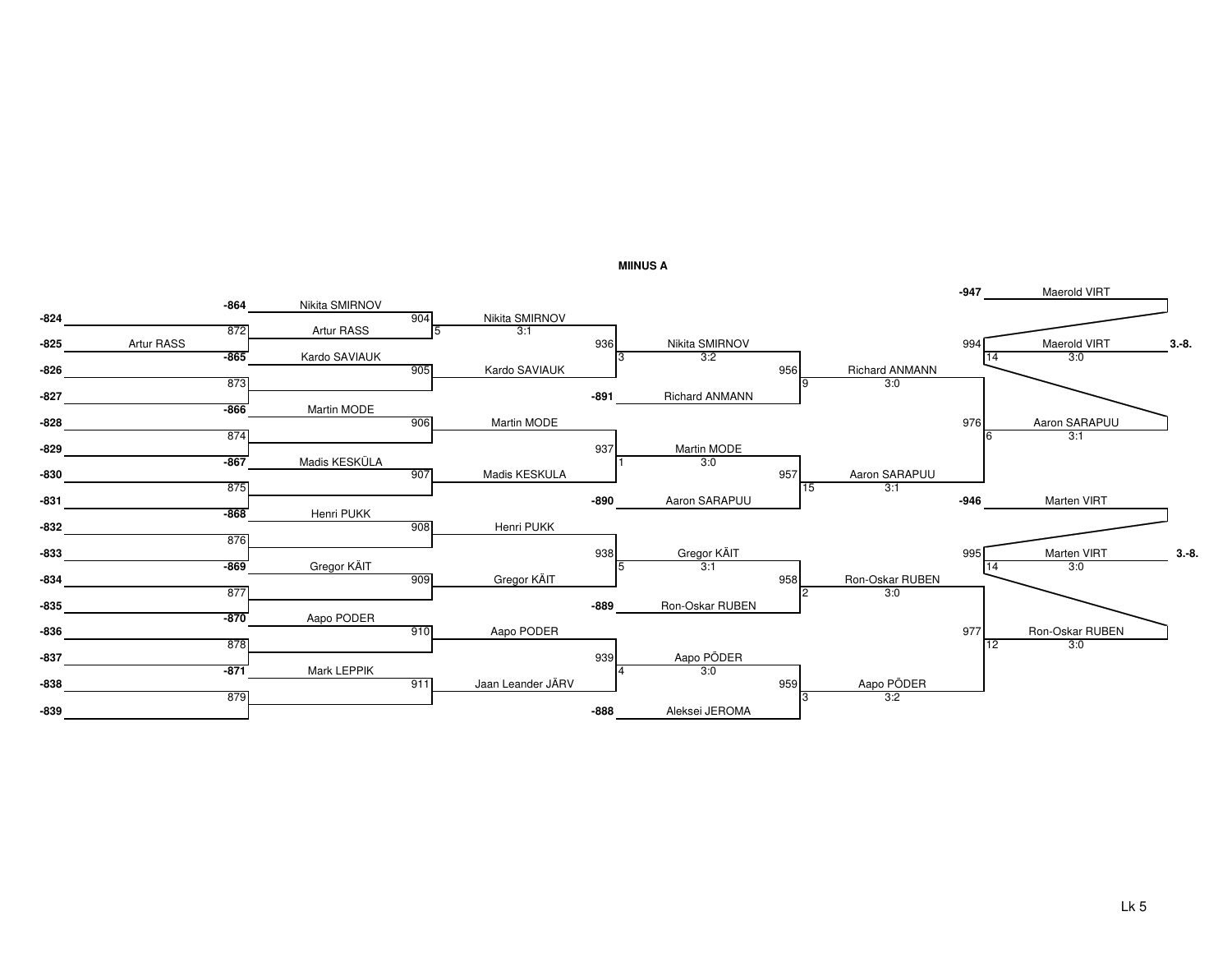**MIINUS A**

| Round 1 | Round 2 | Round 3 | Round 4 | Round 5 | Round 6 |
|---|---|---|---|---|---|
| -824 | -864 Nikita SMIRNOV | 904 Nikita SMIRNOV 5 3:1 | 936 Nikita SMIRNOV 3 3:2 | 956 Richard ANMANN 9 3:0 | -947 Maerold VIRT |
| -825 Artur RASS | 872 Artur RASS | | | | 994 Maerold VIRT 14 3:0 — 3.-8. |
| -826 | -865 Kardo SAVIAUK | 905 Kardo SAVIAUK | -891 Richard ANMANN | | |
| -827 | 873 | | | | |
| -828 | -866 Martin MODE | 906 Martin MODE | 937 Martin MODE 1 3:0 | 957 Aaron SARAPUU 15 3:1 | 976 Aaron SARAPUU 6 3:1 |
| -829 | 874 | | | | |
| -830 | -867 Madis KESKÜLA | 907 Madis KESKULA | -890 Aaron SARAPUU | | |
| -831 | 875 | | | | |
| -832 | -868 Henri PUKK | 908 Henri PUKK | 938 Gregor KÄIT 5 3:1 | 958 Ron-Oskar RUBEN 2 3:0 | -946 Marten VIRT |
| -833 | 876 | | | | 995 Marten VIRT 14 3:0 — 3.-8. |
| -834 | -869 Gregor KÄIT | 909 Gregor KÄIT | -889 Ron-Oskar RUBEN | | |
| -835 | 877 | | | | |
| -836 | -870 Aapo PODER | 910 Aapo PODER | 939 Aapo PÕDER 4 3:0 | 959 Aapo PÕDER 3 3:2 | 977 Ron-Oskar RUBEN 12 3:0 |
| -837 | 878 | | | | |
| -838 | -871 Mark LEPPIK | 911 Jaan Leander JÄRV | -888 Aleksei JEROMA | | |
| -839 | 879 | | | | |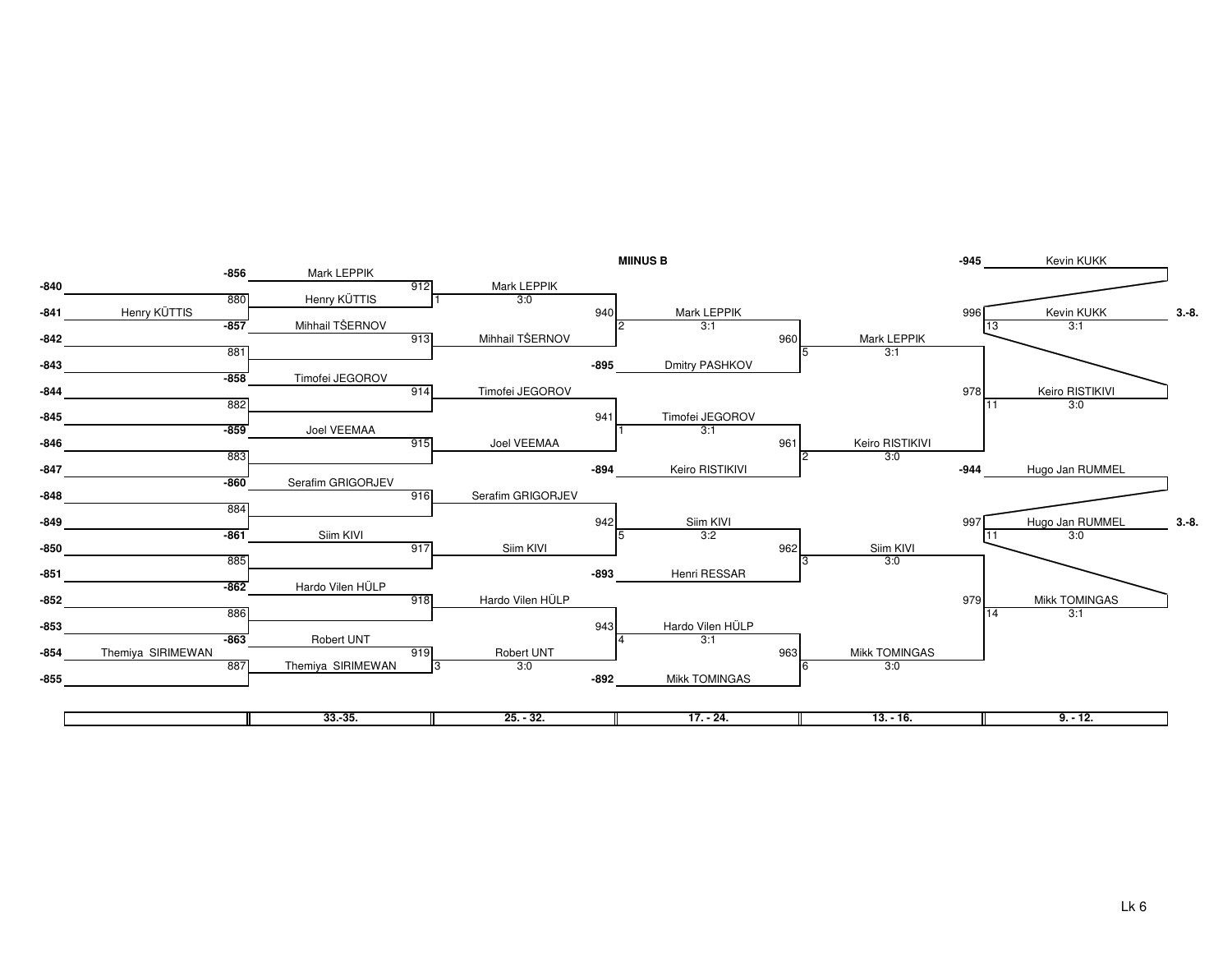## MIINUS B

**Round 1 (33.-35.)**

| Slot | Player | Opponent slot | Player |
|---|---|---|---|
| -840 | | 880 → 912 | Henry KÜTTIS |
| -841 | Henry KÜTTIS | | |
| -842 | | 881 → 913 | |
| -843 | | | |
| -844 | | 882 → 914 | |
| -845 | | | |
| -846 | | 883 → 915 | |
| -847 | | | |
| -848 | | 884 → 916 | |
| -849 | | | |
| -850 | | 885 → 917 | |
| -851 | | | |
| -852 | | 886 → 918 | |
| -853 | | | |
| -854 | Themiya SIRIMEWAN | 887 → 919 | Themiya SIRIMEWAN |
| -855 | | | |

**Round 2 (25. - 32.)**

| Match | Player 1 | Player 2 | Winner | Score |
|---|---|---|---|---|
| 912 | -856 Mark LEPPIK | Henry KÜTTIS | Mark LEPPIK | 3:0 |
| 913 | -857 Mihhail TŠERNOV | | Mihhail TŠERNOV | |
| 914 | -858 Timofei JEGOROV | | Timofei JEGOROV | |
| 915 | -859 Joel VEEMAA | | Joel VEEMAA | |
| 916 | -860 Serafim GRIGORJEV | | Serafim GRIGORJEV | |
| 917 | -861 Siim KIVI | | Siim KIVI | |
| 918 | -862 Hardo Vilen HÜLP | | Hardo Vilen HÜLP | |
| 919 | -863 Robert UNT | Themiya SIRIMEWAN | Robert UNT | 3:0 |

**Round 3 (17. - 24.)**

| Match | Player 1 | Player 2 | Winner | Score |
|---|---|---|---|---|
| 940 | Mark LEPPIK | Mihhail TŠERNOV | Mark LEPPIK | 3:1 |
| 941 | Timofei JEGOROV | Joel VEEMAA | Timofei JEGOROV | 3:1 |
| 942 | Serafim GRIGORJEV | Siim KIVI | Siim KIVI | 3:2 |
| 943 | Hardo Vilen HÜLP | Robert UNT | Hardo Vilen HÜLP | 3:1 |

**Round 4 (13. - 16.)**

| Match | Player 1 | Player 2 | Winner | Score |
|---|---|---|---|---|
| 960 | Mark LEPPIK | -895 Dmitry PASHKOV | Mark LEPPIK | 3:1 |
| 961 | Timofei JEGOROV | -894 Keiro RISTIKIVI | Keiro RISTIKIVI | 3:0 |
| 962 | Siim KIVI | -893 Henri RESSAR | Siim KIVI | 3:0 |
| 963 | Hardo Vilen HÜLP | -892 Mikk TOMINGAS | Mikk TOMINGAS | 3:0 |

**Round 5 (9. - 12.)**

| Match | Player 1 | Player 2 | Winner | Score |
|---|---|---|---|---|
| 978 | Mark LEPPIK | Keiro RISTIKIVI | Keiro RISTIKIVI | 3:0 |
| 979 | Siim KIVI | Mikk TOMINGAS | Mikk TOMINGAS | 3:1 |

**Round 6 (3.-8.)**

| Match | Player 1 | Player 2 | Winner | Score |
|---|---|---|---|---|
| 996 | -945 Kevin KUKK | Keiro RISTIKIVI | Kevin KUKK | 3:1 |
| 997 | -944 Hugo Jan RUMMEL | Mikk TOMINGAS | Hugo Jan RUMMEL | 3:0 |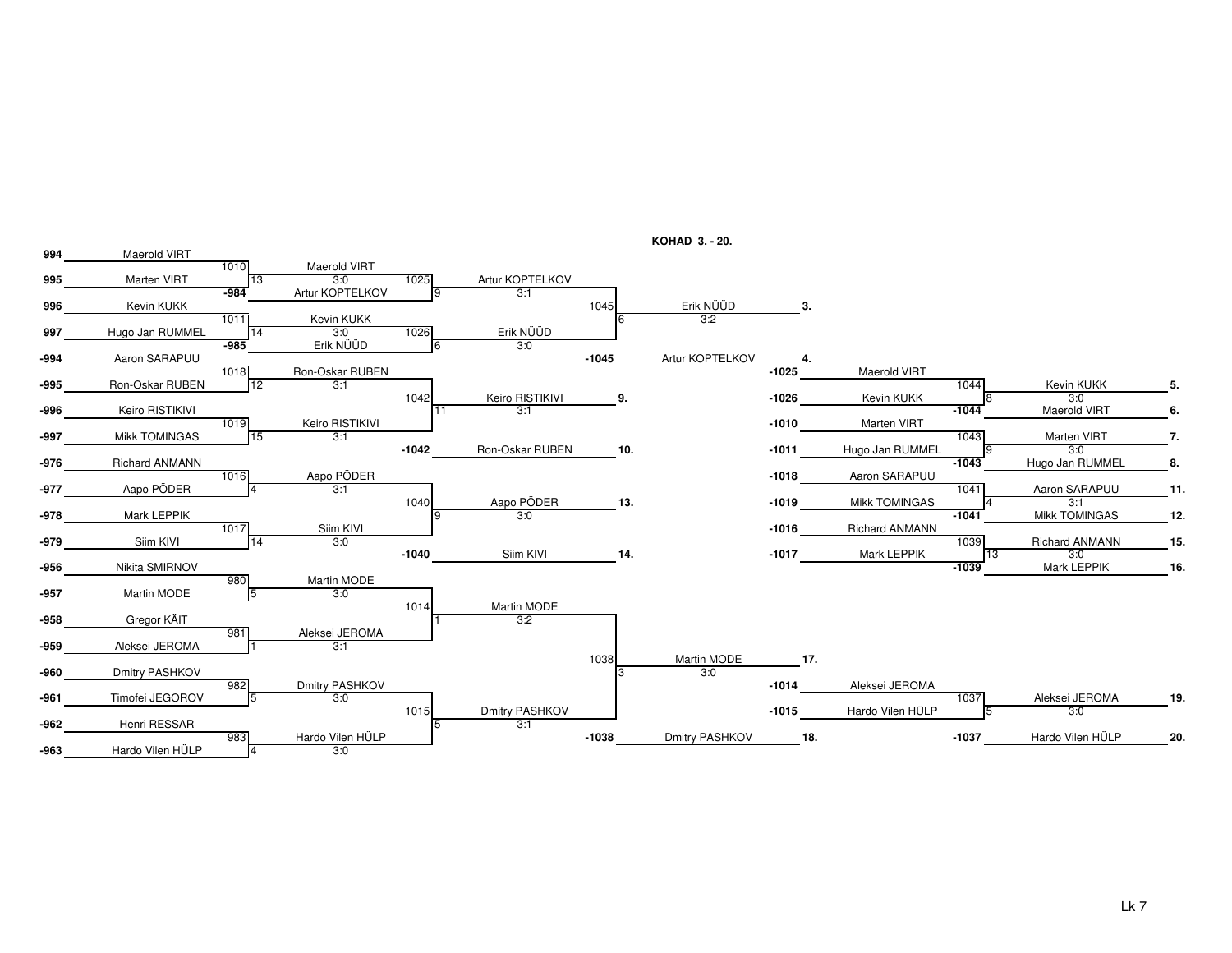**KOHAD 3. - 20.**

| Pos. | Player | Match | Winner | Score | Match | Winner | Score | Match | Winner | Score | Place |
|---|---|---|---|---|---|---|---|---|---|---|---|
| 994 | Maerold VIRT | 1010 | Maerold VIRT | 3:0 | 1025 | Artur KOPTELKOV | 3:1 | 1045 | Erik NÜÜD | 3:2 | 3. |
| 995 | Marten VIRT | -984 | Artur KOPTELKOV | | | | | -1045 | Artur KOPTELKOV | | 4. |
| 996 | Kevin KUKK | 1011 | Kevin KUKK | 3:0 | 1026 | Erik NÜÜD | 3:0 | | | | |
| 997 | Hugo Jan RUMMEL | -985 | Erik NÜÜD | | | | | | | | |
| -994 | Aaron SARAPUU | 1018 | Ron-Oskar RUBEN | 3:1 | 1042 | Keiro RISTIKIVI | 3:1 | | | | 9. |
| -995 | Ron-Oskar RUBEN | | | | -1042 | Ron-Oskar RUBEN | | | | | 10. |
| -996 | Keiro RISTIKIVI | 1019 | Keiro RISTIKIVI | 3:1 | | | | | | | |
| -997 | Mikk TOMINGAS | | | | | | | | | | |
| -976 | Richard ANMANN | 1016 | Aapo PÕDER | 3:1 | 1040 | Aapo PÕDER | 3:0 | | | | 13. |
| -977 | Aapo PÕDER | | | | -1040 | Siim KIVI | | | | | 14. |
| -978 | Mark LEPPIK | 1017 | Siim KIVI | 3:0 | | | | | | | |
| -979 | Siim KIVI | | | | | | | | | | |
| -956 | Nikita SMIRNOV | 980 | Martin MODE | 3:0 | 1014 | Martin MODE | 3:2 | 1038 | Martin MODE | 3:0 | 17. |
| -957 | Martin MODE | | | | | | | -1038 | Dmitry PASHKOV | | 18. |
| -958 | Gregor KÄIT | 981 | Aleksei JEROMA | 3:1 | | | | | | | |
| -959 | Aleksei JEROMA | | | | | | | | | | |
| -960 | Dmitry PASHKOV | 982 | Dmitry PASHKOV | 3:0 | 1015 | Dmitry PASHKOV | 3:1 | | | | |
| -961 | Timofei JEGOROV | | | | | | | | | | |
| -962 | Henri RESSAR | 983 | Hardo Vilen HÜLP | 3:0 | | | | | | | |
| -963 | Hardo Vilen HÜLP | | | | | | | | | | |

| Pos. | Player | Match | Winner | Score | Place |
|---|---|---|---|---|---|
| -1025 | Maerold VIRT | 1044 | Kevin KUKK | 3:0 | 5. |
| -1026 | Kevin KUKK | -1044 | Maerold VIRT | | 6. |
| -1010 | Marten VIRT | 1043 | Marten VIRT | 3:0 | 7. |
| -1011 | Hugo Jan RUMMEL | -1043 | Hugo Jan RUMMEL | | 8. |
| -1018 | Aaron SARAPUU | 1041 | Aaron SARAPUU | 3:1 | 11. |
| -1019 | Mikk TOMINGAS | -1041 | Mikk TOMINGAS | | 12. |
| -1016 | Richard ANMANN | 1039 | Richard ANMANN | 3:0 | 15. |
| -1017 | Mark LEPPIK | -1039 | Mark LEPPIK | | 16. |
| -1014 | Aleksei JEROMA | 1037 | Aleksei JEROMA | 3:0 | 19. |
| -1015 | Hardo Vilen HULP | -1037 | Hardo Vilen HÜLP | | 20. |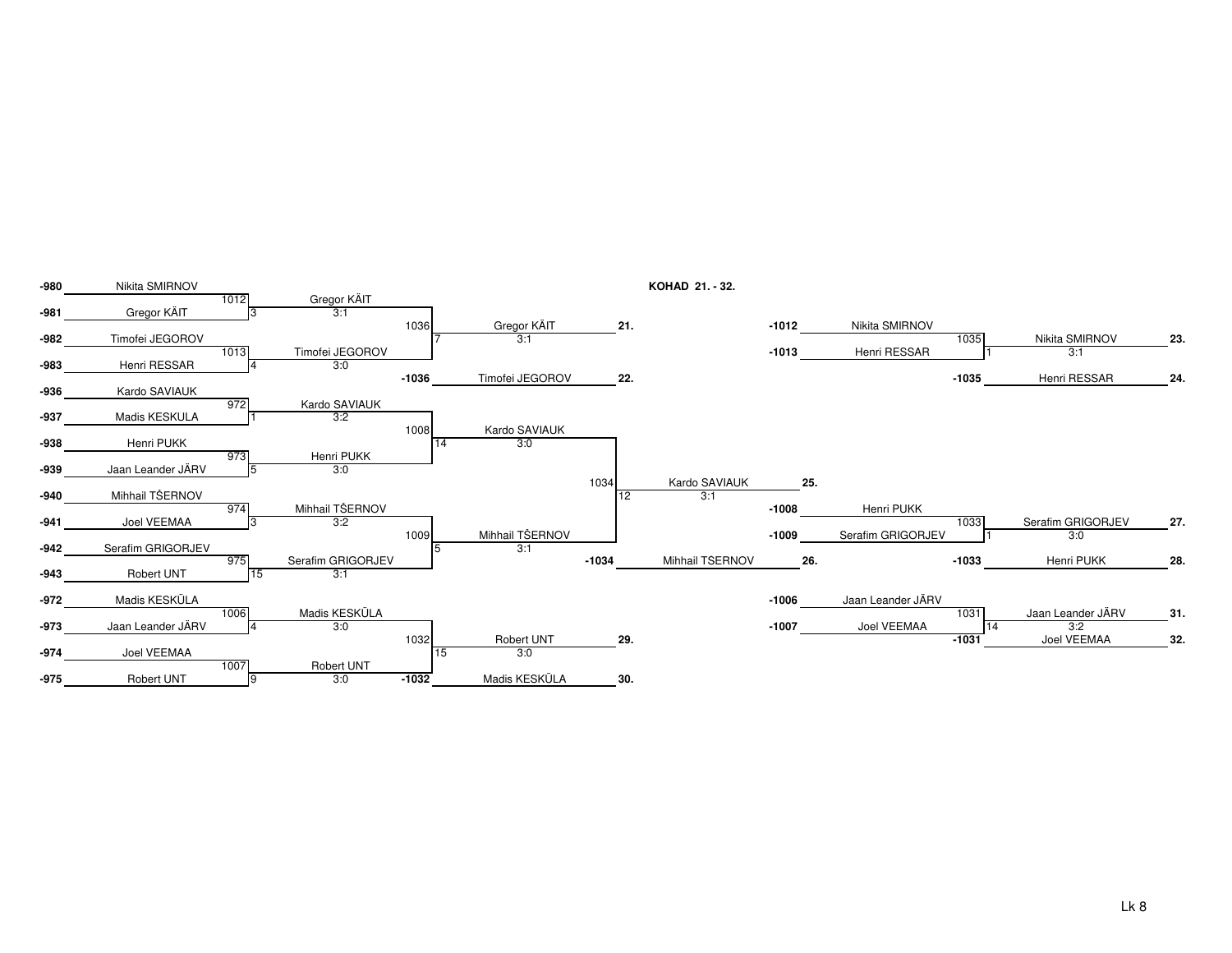## KOHAD 21. - 32.

### Bracket: places 21–22 (matches 1012, 1013, 1036)

| Seed | Player | Match | Winner | Score |
|---|---|---|---|---|
| -980 | Nikita SMIRNOV | 1012 | Gregor KÄIT | 3:1 |
| -981 | Gregor KÄIT | | | |
| -982 | Timofei JEGOROV | 1013 | Timofei JEGOROV | 3:0 |
| -983 | Henri RESSAR | | | |

| Match | Result | Score | Place |
|---|---|---|---|
| 1036 | Gregor KÄIT | 3:1 | 21. |
| -1036 | Timofei JEGOROV | | 22. |

### Bracket: places 23–24 (match 1035)

| Seed | Player | Match | Winner | Score | Place |
|---|---|---|---|---|---|
| -1012 | Nikita SMIRNOV | 1035 | Nikita SMIRNOV | 3:1 | 23. |
| -1013 | Henri RESSAR | -1035 | Henri RESSAR | | 24. |

### Bracket: places 25–26 (matches 972–975, 1008, 1009, 1034)

| Seed | Player | Match | Winner | Score |
|---|---|---|---|---|
| -936 | Kardo SAVIAUK | 972 | Kardo SAVIAUK | 3:2 |
| -937 | Madis KESKULA | | | |
| -938 | Henri PUKK | 973 | Henri PUKK | 3:0 |
| -939 | Jaan Leander JÄRV | | | |
| -940 | Mihhail TŠERNOV | 974 | Mihhail TŠERNOV | 3:2 |
| -941 | Joel VEEMAA | | | |
| -942 | Serafim GRIGORJEV | 975 | Serafim GRIGORJEV | 3:1 |
| -943 | Robert UNT | | | |

| Match | Winner | Score |
|---|---|---|
| 1008 | Kardo SAVIAUK | 3:0 |
| 1009 | Mihhail TŠERNOV | 3:1 |

| Match | Result | Score | Place |
|---|---|---|---|
| 1034 | Kardo SAVIAUK | 3:1 | 25. |
| -1034 | Mihhail TSERNOV | | 26. |

### Bracket: places 27–28 (match 1033)

| Seed | Player | Match | Winner | Score | Place |
|---|---|---|---|---|---|
| -1008 | Henri PUKK | 1033 | Serafim GRIGORJEV | 3:0 | 27. |
| -1009 | Serafim GRIGORJEV | -1033 | Henri PUKK | | 28. |

### Bracket: places 29–30 (matches 1006, 1007, 1032)

| Seed | Player | Match | Winner | Score |
|---|---|---|---|---|
| -972 | Madis KESKÜLA | 1006 | Madis KESKÜLA | 3:0 |
| -973 | Jaan Leander JÄRV | | | |
| -974 | Joel VEEMAA | 1007 | Robert UNT | 3:0 |
| -975 | Robert UNT | | | |

| Match | Result | Score | Place |
|---|---|---|---|
| 1032 | Robert UNT | 3:0 | 29. |
| -1032 | Madis KESKÜLA | | 30. |

### Bracket: places 31–32 (match 1031)

| Seed | Player | Match | Winner | Score | Place |
|---|---|---|---|---|---|
| -1006 | Jaan Leander JÄRV | 1031 | Jaan Leander JÄRV | 3:2 | 31. |
| -1007 | Joel VEEMAA | -1031 | Joel VEEMAA | | 32. |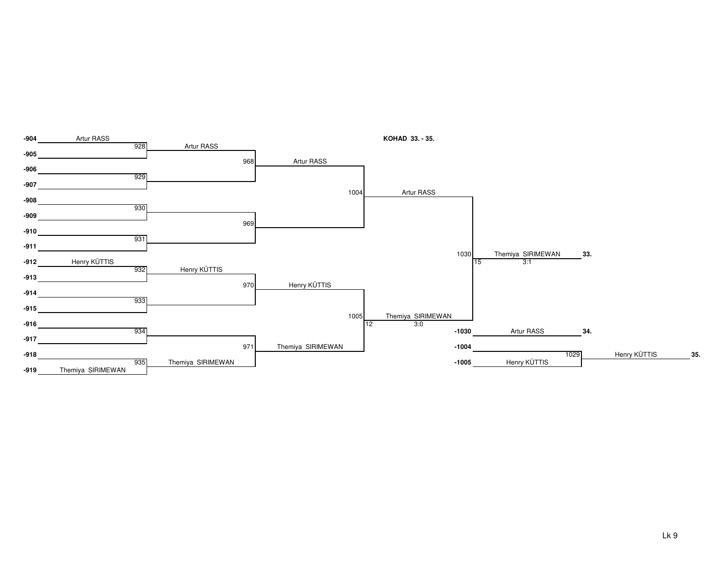**KOHAD 33. - 35.**

-904 Artur RASS
928 Artur RASS
-905
968 Artur RASS
-906
929
-907
1004 Artur RASS
-908
930
-909
969
-910
931
-911
1030 Themiya SIRIMEWAN **33.**
15 3:1
-912 Henry KÜTTIS
932 Henry KÜTTIS
-913
970 Henry KÜTTIS
-914
933
-915
1005 Themiya SIRIMEWAN
12 3:0
-916
934
-917
971 Themiya SIRIMEWAN
-918
935 Themiya SIRIMEWAN
-919 Themiya SIRIMEWAN

**-1030** Artur RASS **34.**

**-1004**
1029 Henry KÜTTIS **35.**
**-1005** Henry KÜTTIS